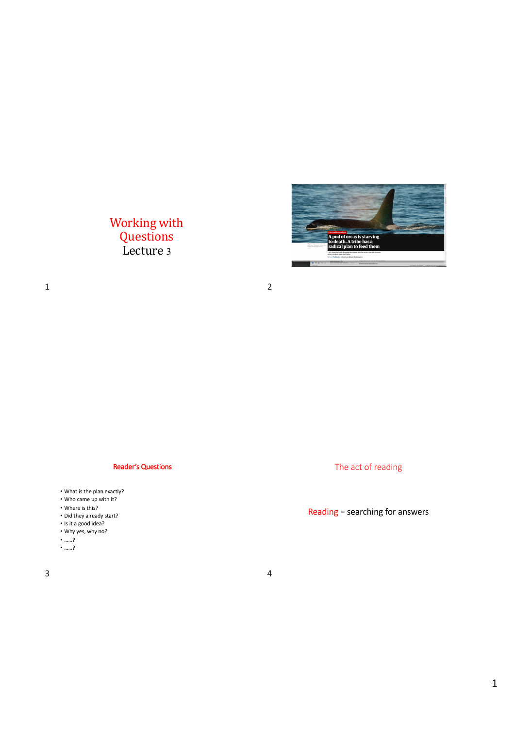# Working with Questions

Lecture 3

A pod of orcas is starving to death. A tribe has a radical plan to feed them

## Reader's Questions

- What is the plan exactly?
- Who came up with it?
- Where is this?
- Did they already start?
- Is it a good idea?
- Why yes, why no?
- ……?
- ……?

## The act of reading

Reading = searching for answers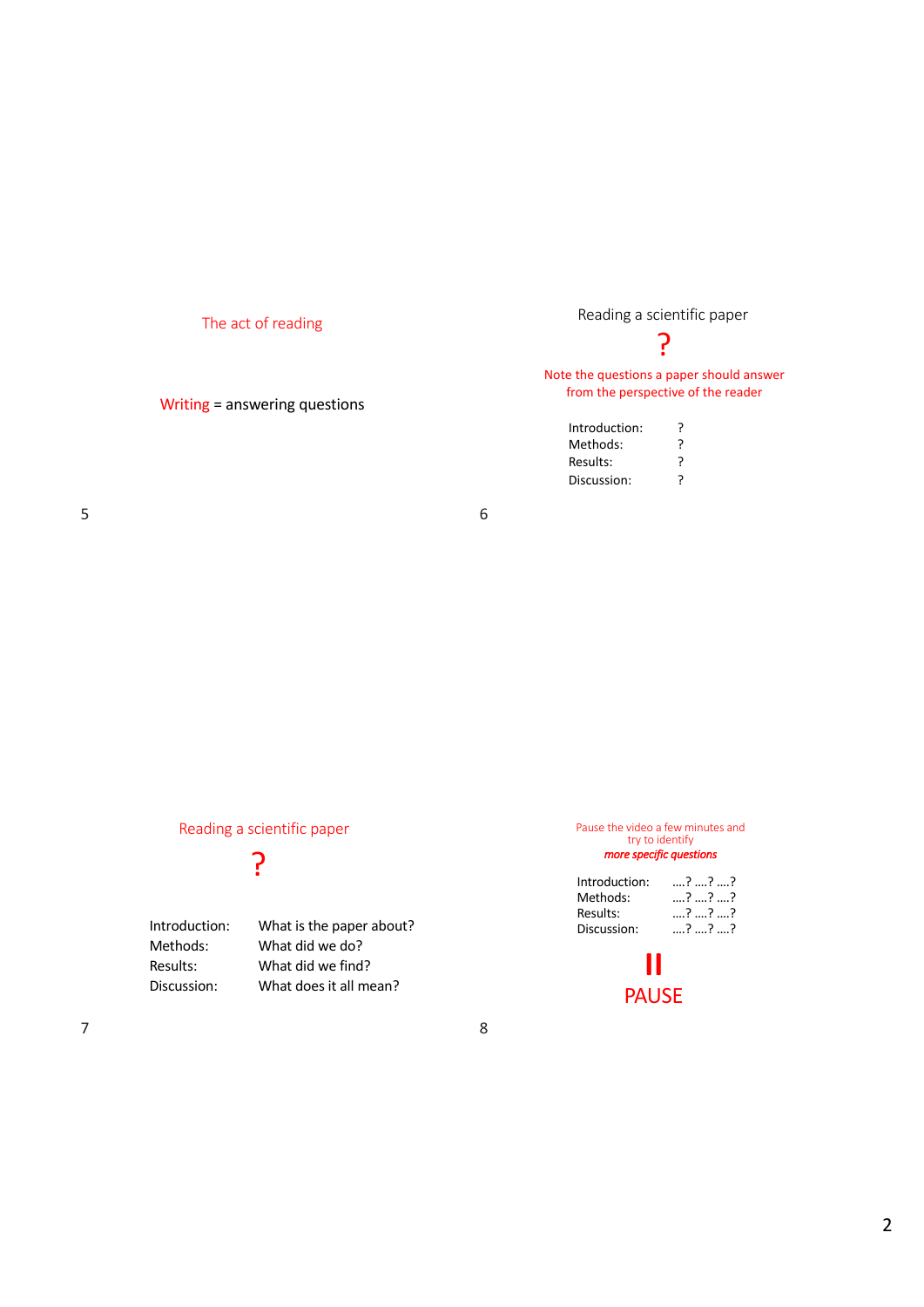## The act of reading

Writing = answering questions

## Reading a scientific paper

?

Note the questions a paper should answer from the perspective of the reader

| | |
|---|---|
| Introduction: | ? |
| Methods: | ? |
| Results: | ? |
| Discussion: | ? |

## Reading a scientific paper

?

| | |
|---|---|
| Introduction: | What is the paper about? |
| Methods: | What did we do? |
| Results: | What did we find? |
| Discussion: | What does it all mean? |

Pause the video a few minutes and try to identify

***more specific questions***

| | |
|---|---|
| Introduction: | ....? ....? ....? |
| Methods: | ....? ....? ....? |
| Results: | ....? ....? ....? |
| Discussion: | ....? ....? ....? |

II

PAUSE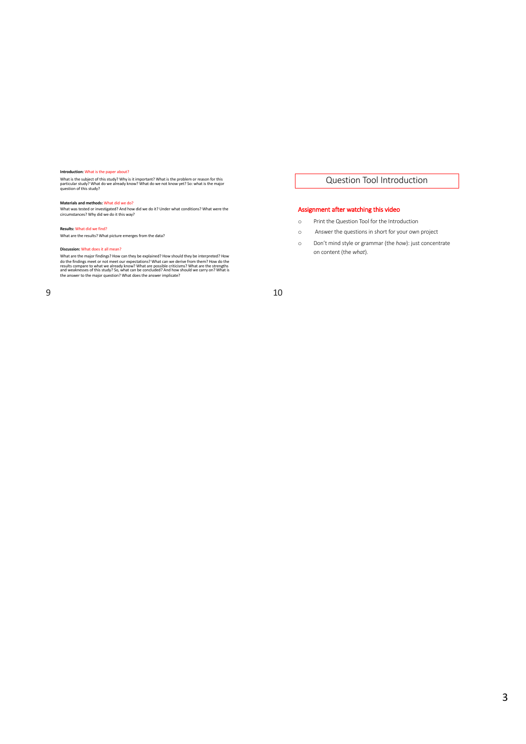**Introduction:** What is the paper about?

What is the subject of this study? Why is it important? What is the problem or reason for this particular study? What do we already know? What do we not know yet? So: what is the major question of this study?

**Materials and methods:** What did we do?

What was tested or investigated? And how did we do it? Under what conditions? What were the circumstances? Why did we do it this way?

**Results:** What did we find?

What are the results? What picture emerges from the data?

**Discussion:** What does it all mean?

What are the major findings? How can they be explained? How should they be interpreted? How do the findings meet or not meet our expectations? What can we derive from them? How do the results compare to what we already know? What are possible criticisms? What are the strengths and weaknesses of this study? So, what can be concluded? And how should we carry on? What is the answer to the major question? What does the answer implicate?

## Question Tool Introduction

### Assignment after watching this video

- Print the Question Tool for the Introduction
- Answer the questions in short for your own project
- Don't mind style or grammar (the *how*): just concentrate on content (the *what*).